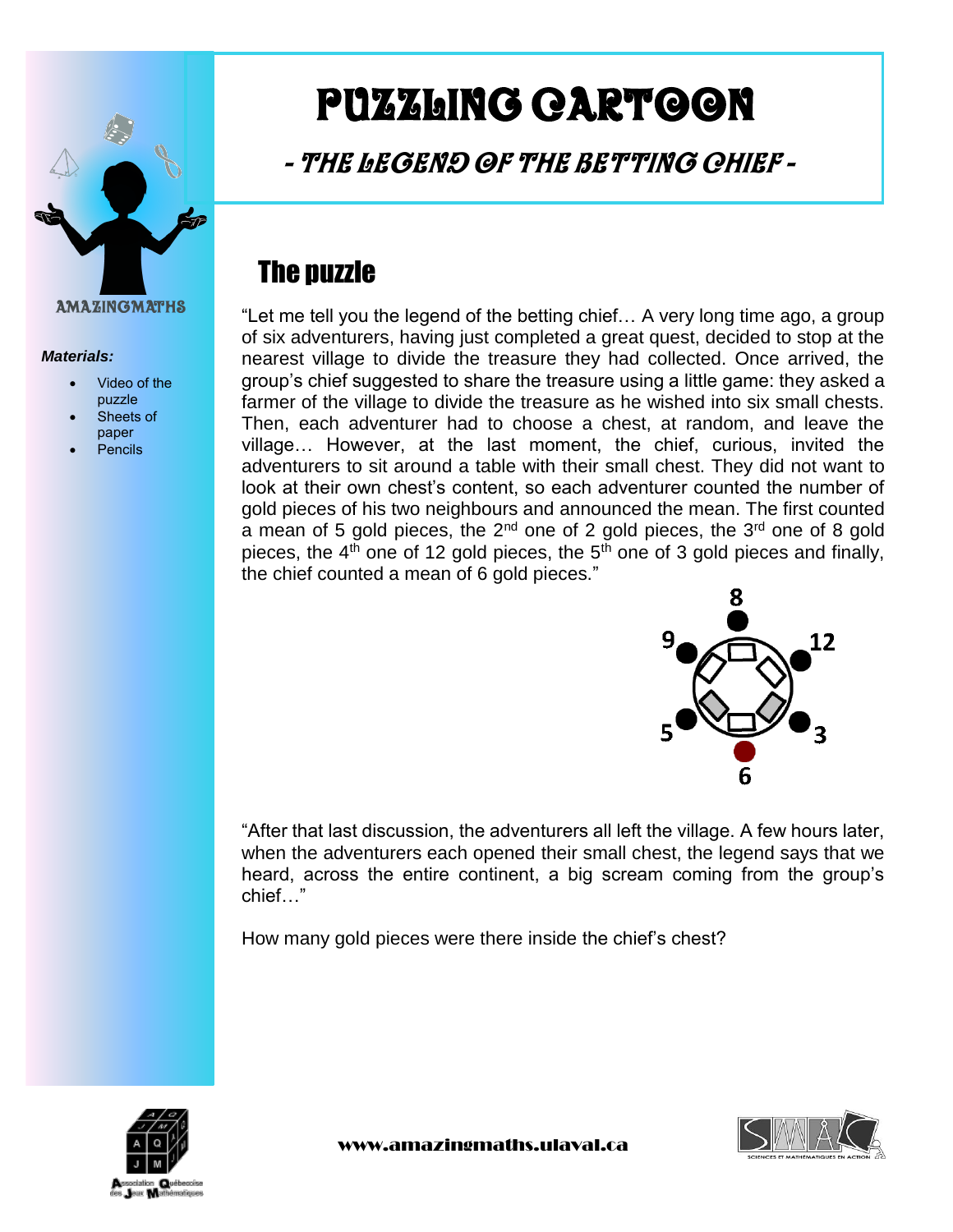# PUZZLING CARTOON

## - THE LEGEND OF THE BETTING CHIEF -

AMAZINGMATHS

***Materials:***

- Video of the puzzle
- Sheets of paper
- Pencils

## The puzzle

"Let me tell you the legend of the betting chief… A very long time ago, a group of six adventurers, having just completed a great quest, decided to stop at the nearest village to divide the treasure they had collected. Once arrived, the group's chief suggested to share the treasure using a little game: they asked a farmer of the village to divide the treasure as he wished into six small chests. Then, each adventurer had to choose a chest, at random, and leave the village… However, at the last moment, the chief, curious, invited the adventurers to sit around a table with their small chest. They did not want to look at their own chest's content, so each adventurer counted the number of gold pieces of his two neighbours and announced the mean. The first counted a mean of 5 gold pieces, the 2nd one of 2 gold pieces, the 3rd one of 8 gold pieces, the 4th one of 12 gold pieces, the 5th one of 3 gold pieces and finally, the chief counted a mean of 6 gold pieces."

8

9

12

5

3

6

"After that last discussion, the adventurers all left the village. A few hours later, when the adventurers each opened their small chest, the legend says that we heard, across the entire continent, a big scream coming from the group's chief…"

How many gold pieces were there inside the chief's chest?

www.amazingmaths.ulaval.ca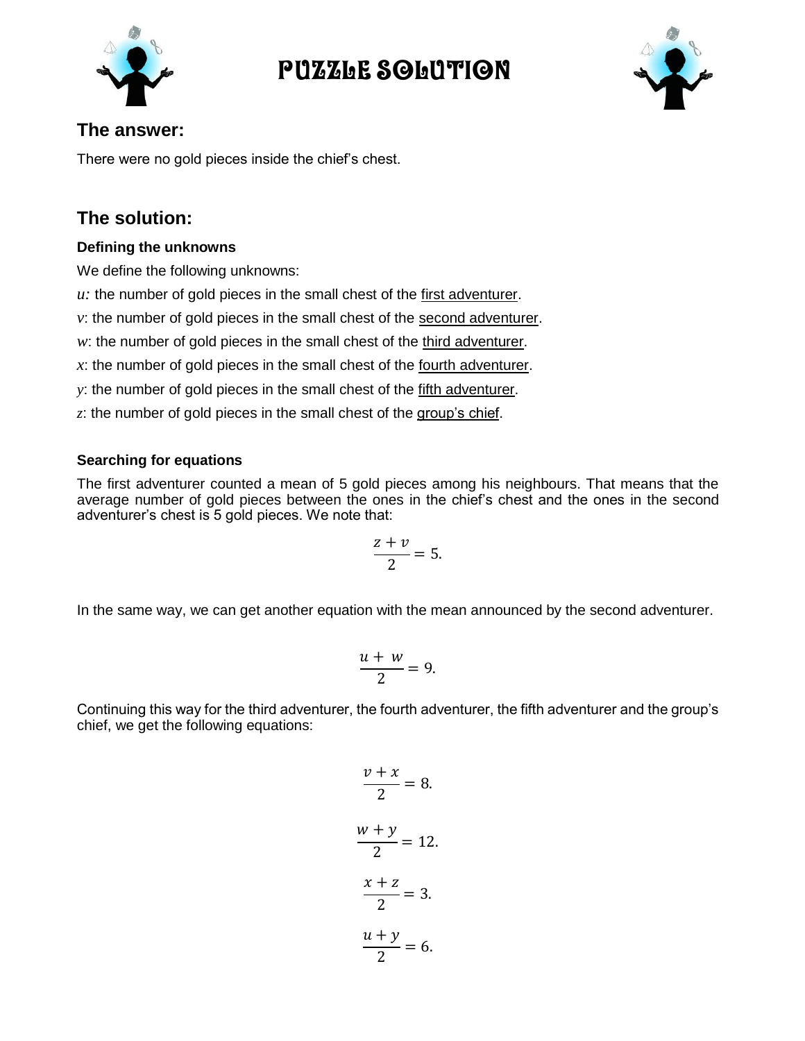# PUZZLE SOLUTION

## The answer:

There were no gold pieces inside the chief's chest.

## The solution:

### Defining the unknowns

We define the following unknowns:

$u$: the number of gold pieces in the small chest of the first adventurer.

$v$: the number of gold pieces in the small chest of the second adventurer.

$w$: the number of gold pieces in the small chest of the third adventurer.

$x$: the number of gold pieces in the small chest of the fourth adventurer.

$y$: the number of gold pieces in the small chest of the fifth adventurer.

$z$: the number of gold pieces in the small chest of the group's chief.

### Searching for equations

The first adventurer counted a mean of 5 gold pieces among his neighbours. That means that the average number of gold pieces between the ones in the chief's chest and the ones in the second adventurer's chest is 5 gold pieces. We note that:

$$\frac{z + v}{2} = 5.$$

In the same way, we can get another equation with the mean announced by the second adventurer.

$$\frac{u + w}{2} = 9.$$

Continuing this way for the third adventurer, the fourth adventurer, the fifth adventurer and the group's chief, we get the following equations:

$$\frac{v + x}{2} = 8.$$

$$\frac{w + y}{2} = 12.$$

$$\frac{x + z}{2} = 3.$$

$$\frac{u + y}{2} = 6.$$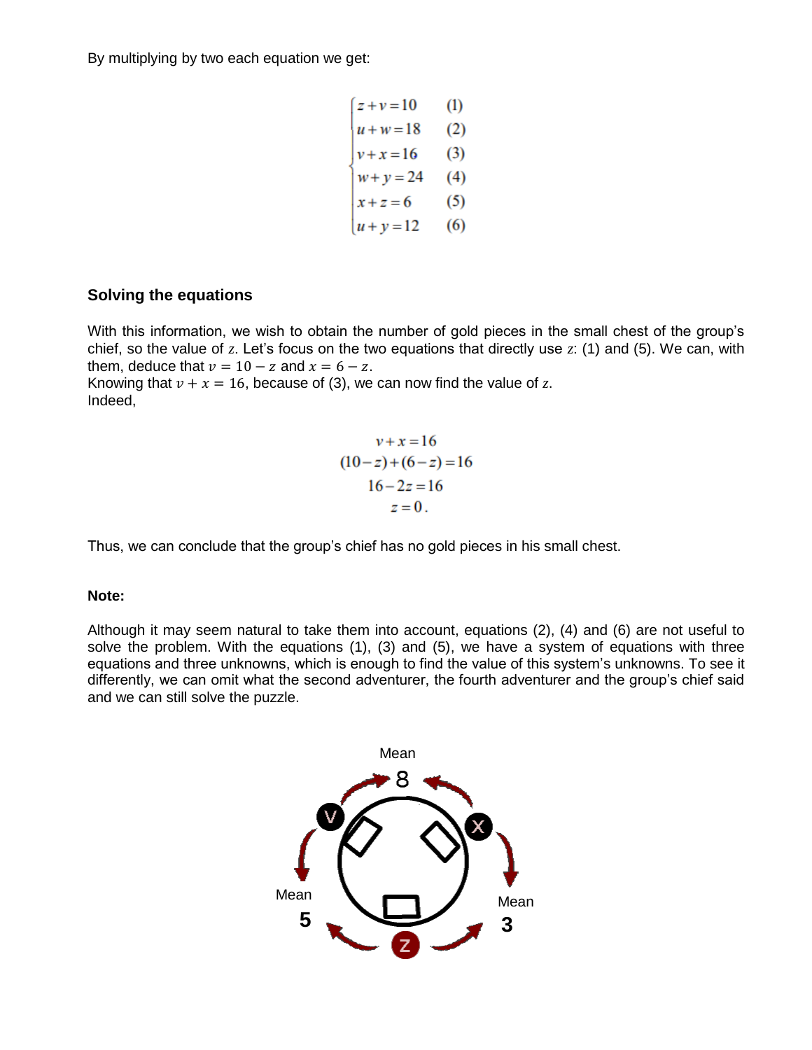By multiplying by two each equation we get:

$$
\begin{cases}
z+v=10 & (1) \\
u+w=18 & (2) \\
v+x=16 & (3) \\
w+y=24 & (4) \\
x+z=6 & (5) \\
u+y=12 & (6)
\end{cases}
$$

### Solving the equations

With this information, we wish to obtain the number of gold pieces in the small chest of the group's chief, so the value of $z$. Let's focus on the two equations that directly use $z$: (1) and (5). We can, with them, deduce that $v = 10 - z$ and $x = 6 - z$.
Knowing that $v + x = 16$, because of (3), we can now find the value of $z$.
Indeed,

$$
\begin{gathered}
v+x=16 \\
(10-z)+(6-z)=16 \\
16-2z=16 \\
z=0.
\end{gathered}
$$

Thus, we can conclude that the group's chief has no gold pieces in his small chest.

**Note:**

Although it may seem natural to take them into account, equations (2), (4) and (6) are not useful to solve the problem. With the equations (1), (3) and (5), we have a system of equations with three equations and three unknowns, which is enough to find the value of this system's unknowns. To see it differently, we can omit what the second adventurer, the fourth adventurer and the group's chief said and we can still solve the puzzle.

Mean
8
V
X
Mean
5
Mean
3
Z